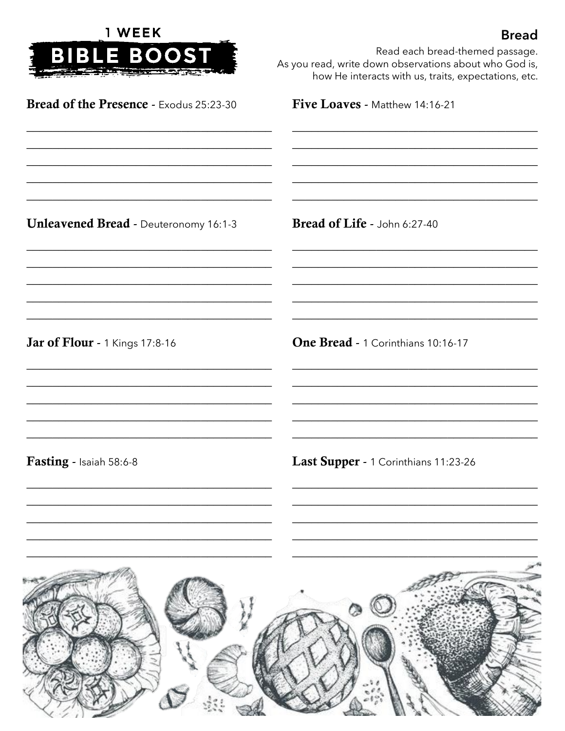# 1 WEEK BIBLE BOOST

## Bread

Read each bread-themed passage.
As you read, write down observations about who God is, how He interacts with us, traits, expectations, etc.

**Bread of the Presence** - Exodus 25:23-30

______________________________________________
______________________________________________
______________________________________________
______________________________________________
______________________________________________

**Unleavened Bread** - Deuteronomy 16:1-3

______________________________________________
______________________________________________
______________________________________________
______________________________________________
______________________________________________

**Jar of Flour** - 1 Kings 17:8-16

______________________________________________
______________________________________________
______________________________________________
______________________________________________
______________________________________________

**Fasting** - Isaiah 58:6-8

______________________________________________
______________________________________________
______________________________________________
______________________________________________
______________________________________________

**Five Loaves** - Matthew 14:16-21

______________________________________________
______________________________________________
______________________________________________
______________________________________________
______________________________________________

**Bread of Life** - John 6:27-40

______________________________________________
______________________________________________
______________________________________________
______________________________________________
______________________________________________

**One Bread** - 1 Corinthians 10:16-17

______________________________________________
______________________________________________
______________________________________________
______________________________________________
______________________________________________

**Last Supper** - 1 Corinthians 11:23-26

______________________________________________
______________________________________________
______________________________________________
______________________________________________
______________________________________________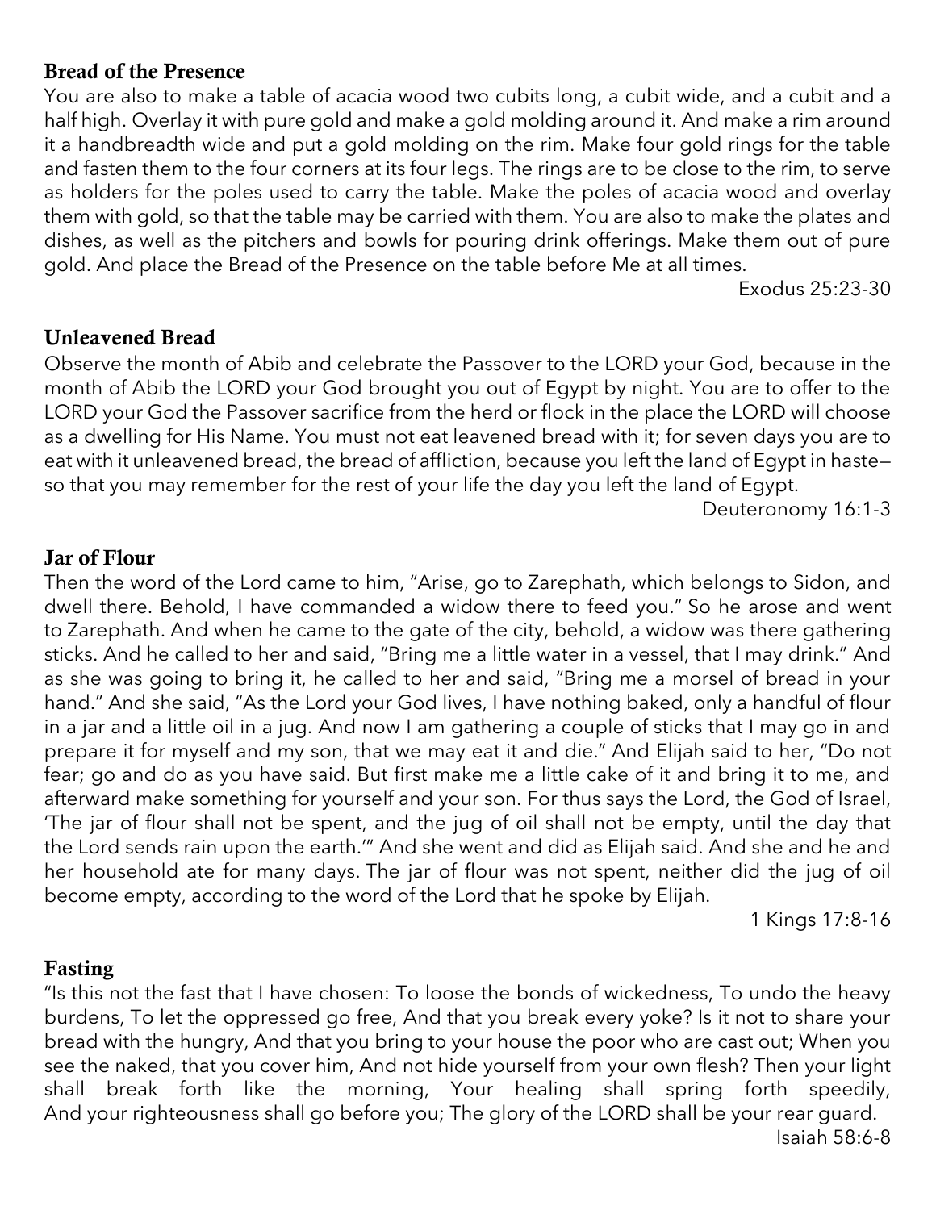### Bread of the Presence

You are also to make a table of acacia wood two cubits long, a cubit wide, and a cubit and a half high. Overlay it with pure gold and make a gold molding around it. And make a rim around it a handbreadth wide and put a gold molding on the rim. Make four gold rings for the table and fasten them to the four corners at its four legs. The rings are to be close to the rim, to serve as holders for the poles used to carry the table. Make the poles of acacia wood and overlay them with gold, so that the table may be carried with them. You are also to make the plates and dishes, as well as the pitchers and bowls for pouring drink offerings. Make them out of pure gold. And place the Bread of the Presence on the table before Me at all times.

Exodus 25:23-30

### Unleavened Bread

Observe the month of Abib and celebrate the Passover to the LORD your God, because in the month of Abib the LORD your God brought you out of Egypt by night. You are to offer to the LORD your God the Passover sacrifice from the herd or flock in the place the LORD will choose as a dwelling for His Name. You must not eat leavened bread with it; for seven days you are to eat with it unleavened bread, the bread of affliction, because you left the land of Egypt in haste—so that you may remember for the rest of your life the day you left the land of Egypt.

Deuteronomy 16:1-3

### Jar of Flour

Then the word of the Lord came to him, "Arise, go to Zarephath, which belongs to Sidon, and dwell there. Behold, I have commanded a widow there to feed you." So he arose and went to Zarephath. And when he came to the gate of the city, behold, a widow was there gathering sticks. And he called to her and said, "Bring me a little water in a vessel, that I may drink." And as she was going to bring it, he called to her and said, "Bring me a morsel of bread in your hand." And she said, "As the Lord your God lives, I have nothing baked, only a handful of flour in a jar and a little oil in a jug. And now I am gathering a couple of sticks that I may go in and prepare it for myself and my son, that we may eat it and die." And Elijah said to her, "Do not fear; go and do as you have said. But first make me a little cake of it and bring it to me, and afterward make something for yourself and your son. For thus says the Lord, the God of Israel, 'The jar of flour shall not be spent, and the jug of oil shall not be empty, until the day that the Lord sends rain upon the earth.'" And she went and did as Elijah said. And she and he and her household ate for many days. The jar of flour was not spent, neither did the jug of oil become empty, according to the word of the Lord that he spoke by Elijah.

1 Kings 17:8-16

### Fasting

"Is this not the fast that I have chosen: To loose the bonds of wickedness, To undo the heavy burdens, To let the oppressed go free, And that you break every yoke? Is it not to share your bread with the hungry, And that you bring to your house the poor who are cast out; When you see the naked, that you cover him, And not hide yourself from your own flesh? Then your light shall break forth like the morning, Your healing shall spring forth speedily, And your righteousness shall go before you; The glory of the LORD shall be your rear guard.

Isaiah 58:6-8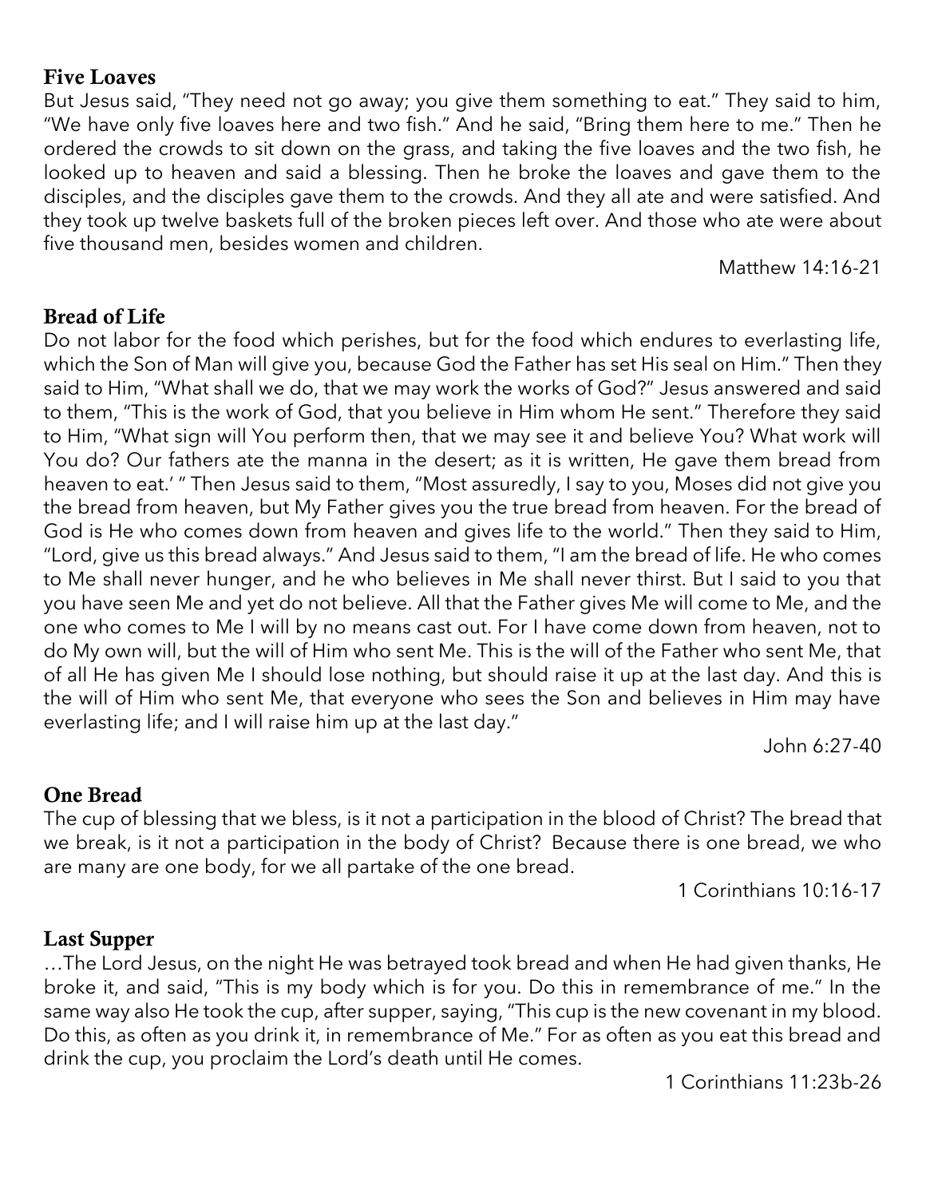## Five Loaves

But Jesus said, "They need not go away; you give them something to eat." They said to him, "We have only five loaves here and two fish." And he said, "Bring them here to me." Then he ordered the crowds to sit down on the grass, and taking the five loaves and the two fish, he looked up to heaven and said a blessing. Then he broke the loaves and gave them to the disciples, and the disciples gave them to the crowds. And they all ate and were satisfied. And they took up twelve baskets full of the broken pieces left over. And those who ate were about five thousand men, besides women and children.

Matthew 14:16-21

## Bread of Life

Do not labor for the food which perishes, but for the food which endures to everlasting life, which the Son of Man will give you, because God the Father has set His seal on Him." Then they said to Him, "What shall we do, that we may work the works of God?" Jesus answered and said to them, "This is the work of God, that you believe in Him whom He sent." Therefore they said to Him, "What sign will You perform then, that we may see it and believe You? What work will You do? Our fathers ate the manna in the desert; as it is written, He gave them bread from heaven to eat.' " Then Jesus said to them, "Most assuredly, I say to you, Moses did not give you the bread from heaven, but My Father gives you the true bread from heaven. For the bread of God is He who comes down from heaven and gives life to the world." Then they said to Him, "Lord, give us this bread always." And Jesus said to them, "I am the bread of life. He who comes to Me shall never hunger, and he who believes in Me shall never thirst. But I said to you that you have seen Me and yet do not believe. All that the Father gives Me will come to Me, and the one who comes to Me I will by no means cast out. For I have come down from heaven, not to do My own will, but the will of Him who sent Me. This is the will of the Father who sent Me, that of all He has given Me I should lose nothing, but should raise it up at the last day. And this is the will of Him who sent Me, that everyone who sees the Son and believes in Him may have everlasting life; and I will raise him up at the last day."

John 6:27-40

## One Bread

The cup of blessing that we bless, is it not a participation in the blood of Christ? The bread that we break, is it not a participation in the body of Christ? Because there is one bread, we who are many are one body, for we all partake of the one bread.

1 Corinthians 10:16-17

## Last Supper

…The Lord Jesus, on the night He was betrayed took bread and when He had given thanks, He broke it, and said, "This is my body which is for you. Do this in remembrance of me." In the same way also He took the cup, after supper, saying, "This cup is the new covenant in my blood. Do this, as often as you drink it, in remembrance of Me." For as often as you eat this bread and drink the cup, you proclaim the Lord's death until He comes.

1 Corinthians 11:23b-26